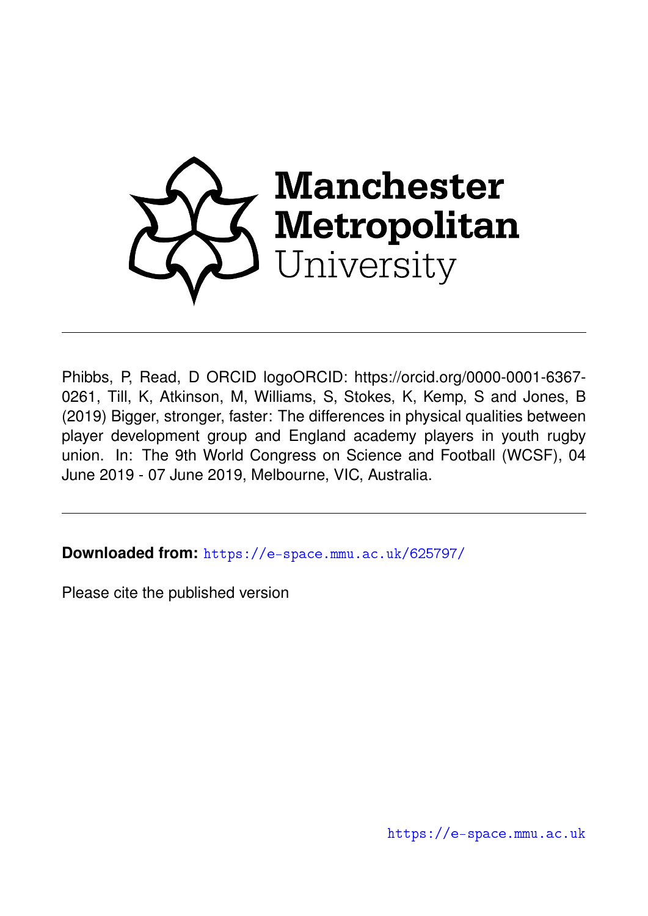Manchester Metropolitan University

Phibbs, P, Read, D ORCID logoORCID: https://orcid.org/0000-0001-6367-0261, Till, K, Atkinson, M, Williams, S, Stokes, K, Kemp, S and Jones, B (2019) Bigger, stronger, faster: The differences in physical qualities between player development group and England academy players in youth rugby union. In: The 9th World Congress on Science and Football (WCSF), 04 June 2019 - 07 June 2019, Melbourne, VIC, Australia.

**Downloaded from:** https://e-space.mmu.ac.uk/625797/

Please cite the published version

https://e-space.mmu.ac.uk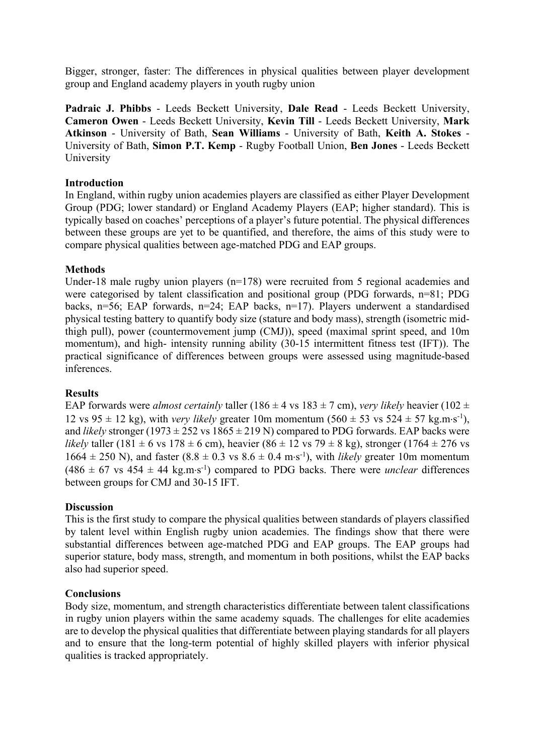Bigger, stronger, faster: The differences in physical qualities between player development group and England academy players in youth rugby union

**Padraic J. Phibbs** - Leeds Beckett University, **Dale Read** - Leeds Beckett University, **Cameron Owen** - Leeds Beckett University, **Kevin Till** - Leeds Beckett University, **Mark Atkinson** - University of Bath, **Sean Williams** - University of Bath, **Keith A. Stokes** - University of Bath, **Simon P.T. Kemp** - Rugby Football Union, **Ben Jones** - Leeds Beckett University

**Introduction**

In England, within rugby union academies players are classified as either Player Development Group (PDG; lower standard) or England Academy Players (EAP; higher standard). This is typically based on coaches' perceptions of a player's future potential. The physical differences between these groups are yet to be quantified, and therefore, the aims of this study were to compare physical qualities between age-matched PDG and EAP groups.

**Methods**

Under-18 male rugby union players (n=178) were recruited from 5 regional academies and were categorised by talent classification and positional group (PDG forwards, n=81; PDG backs, n=56; EAP forwards, n=24; EAP backs, n=17). Players underwent a standardised physical testing battery to quantify body size (stature and body mass), strength (isometric mid-thigh pull), power (countermovement jump (CMJ)), speed (maximal sprint speed, and 10m momentum), and high- intensity running ability (30-15 intermittent fitness test (IFT)). The practical significance of differences between groups were assessed using magnitude-based inferences.

**Results**

EAP forwards were *almost certainly* taller (186 ± 4 vs 183 ± 7 cm), *very likely* heavier (102 ± 12 vs 95 ± 12 kg), with *very likely* greater 10m momentum (560 ± 53 vs 524 ± 57 $kg.m{\cdot}s^{-1}$), and *likely* stronger (1973 ± 252 vs 1865 ± 219 N) compared to PDG forwards. EAP backs were *likely* taller (181 ± 6 vs 178 ± 6 cm), heavier (86 ± 12 vs 79 ± 8 kg), stronger (1764 ± 276 vs 1664 ± 250 N), and faster (8.8 ± 0.3 vs 8.6 ± 0.4 $m{\cdot}s^{-1}$), with *likely* greater 10m momentum (486 ± 67 vs 454 ± 44 $kg.m{\cdot}s^{-1}$) compared to PDG backs. There were *unclear* differences between groups for CMJ and 30-15 IFT.

**Discussion**

This is the first study to compare the physical qualities between standards of players classified by talent level within English rugby union academies. The findings show that there were substantial differences between age-matched PDG and EAP groups. The EAP groups had superior stature, body mass, strength, and momentum in both positions, whilst the EAP backs also had superior speed.

**Conclusions**

Body size, momentum, and strength characteristics differentiate between talent classifications in rugby union players within the same academy squads. The challenges for elite academies are to develop the physical qualities that differentiate between playing standards for all players and to ensure that the long-term potential of highly skilled players with inferior physical qualities is tracked appropriately.